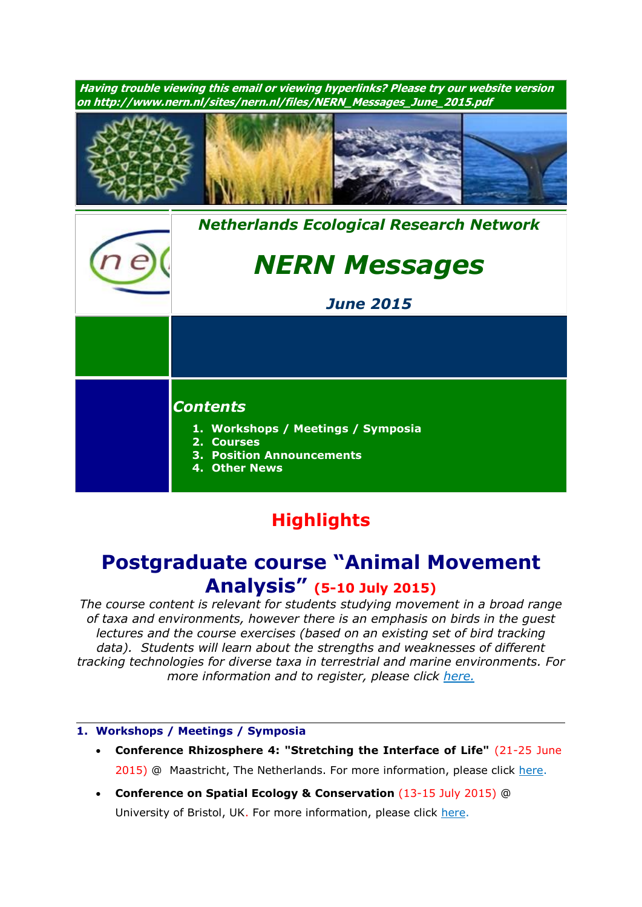***Having trouble viewing this email or viewing hyperlinks? Please try our website version on http://www.nern.nl/sites/nern.nl/files/NERN_Messages_June_2015.pdf***

***Netherlands Ecological Research Network***

# *NERN Messages*

***June 2015***

***Contents***

1. **Workshops / Meetings / Symposia**
2. **Courses**
3. **Position Announcements**
4. **Other News**

## Highlights

## Postgraduate course "Animal Movement Analysis" (5-10 July 2015)

*The course content is relevant for students studying movement in a broad range of taxa and environments, however there is an emphasis on birds in the guest lectures and the course exercises (based on an existing set of bird tracking data). Students will learn about the strengths and weaknesses of different tracking technologies for diverse taxa in terrestrial and marine environments. For more information and to register, please click here.*

### 1. Workshops / Meetings / Symposia

- **Conference Rhizosphere 4: "Stretching the Interface of Life"** (21-25 June 2015) @ Maastricht, The Netherlands. For more information, please click here.
- **Conference on Spatial Ecology & Conservation** (13-15 July 2015) @ University of Bristol, UK. For more information, please click here.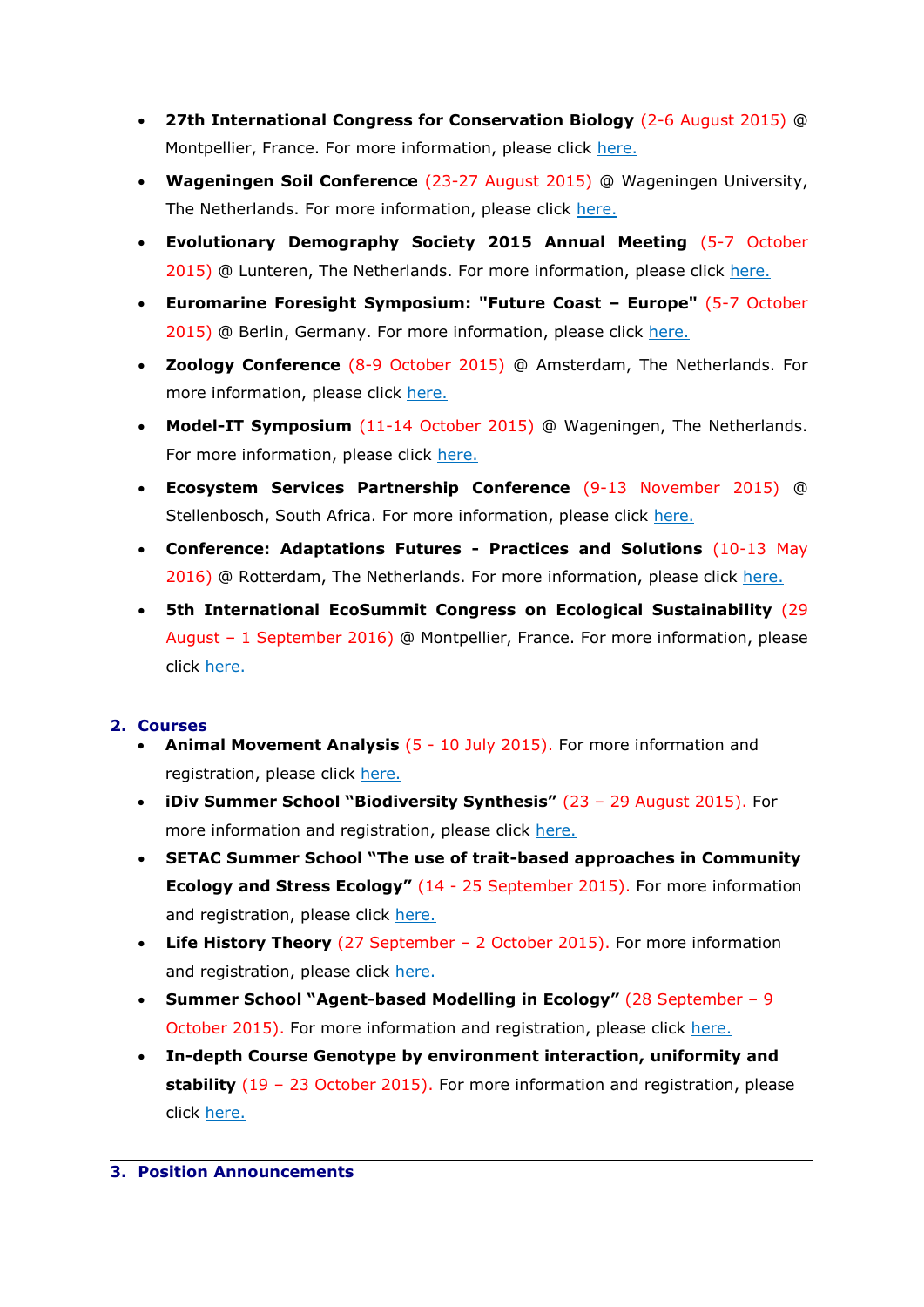- **27th International Congress for Conservation Biology** (2-6 August 2015) @ Montpellier, France. For more information, please click here.
- **Wageningen Soil Conference** (23-27 August 2015) @ Wageningen University, The Netherlands. For more information, please click here.
- **Evolutionary Demography Society 2015 Annual Meeting** (5-7 October 2015) @ Lunteren, The Netherlands. For more information, please click here.
- **Euromarine Foresight Symposium: "Future Coast – Europe"** (5-7 October 2015) @ Berlin, Germany. For more information, please click here.
- **Zoology Conference** (8-9 October 2015) @ Amsterdam, The Netherlands. For more information, please click here.
- **Model-IT Symposium** (11-14 October 2015) @ Wageningen, The Netherlands. For more information, please click here.
- **Ecosystem Services Partnership Conference** (9-13 November 2015) @ Stellenbosch, South Africa. For more information, please click here.
- **Conference: Adaptations Futures - Practices and Solutions** (10-13 May 2016) @ Rotterdam, The Netherlands. For more information, please click here.
- **5th International EcoSummit Congress on Ecological Sustainability** (29 August – 1 September 2016) @ Montpellier, France. For more information, please click here.

## 2. Courses

- **Animal Movement Analysis** (5 - 10 July 2015). For more information and registration, please click here.
- **iDiv Summer School "Biodiversity Synthesis"** (23 – 29 August 2015). For more information and registration, please click here.
- **SETAC Summer School "The use of trait-based approaches in Community Ecology and Stress Ecology"** (14 - 25 September 2015). For more information and registration, please click here.
- **Life History Theory** (27 September – 2 October 2015). For more information and registration, please click here.
- **Summer School "Agent-based Modelling in Ecology"** (28 September – 9 October 2015). For more information and registration, please click here.
- **In-depth Course Genotype by environment interaction, uniformity and stability** (19 – 23 October 2015). For more information and registration, please click here.

## 3. Position Announcements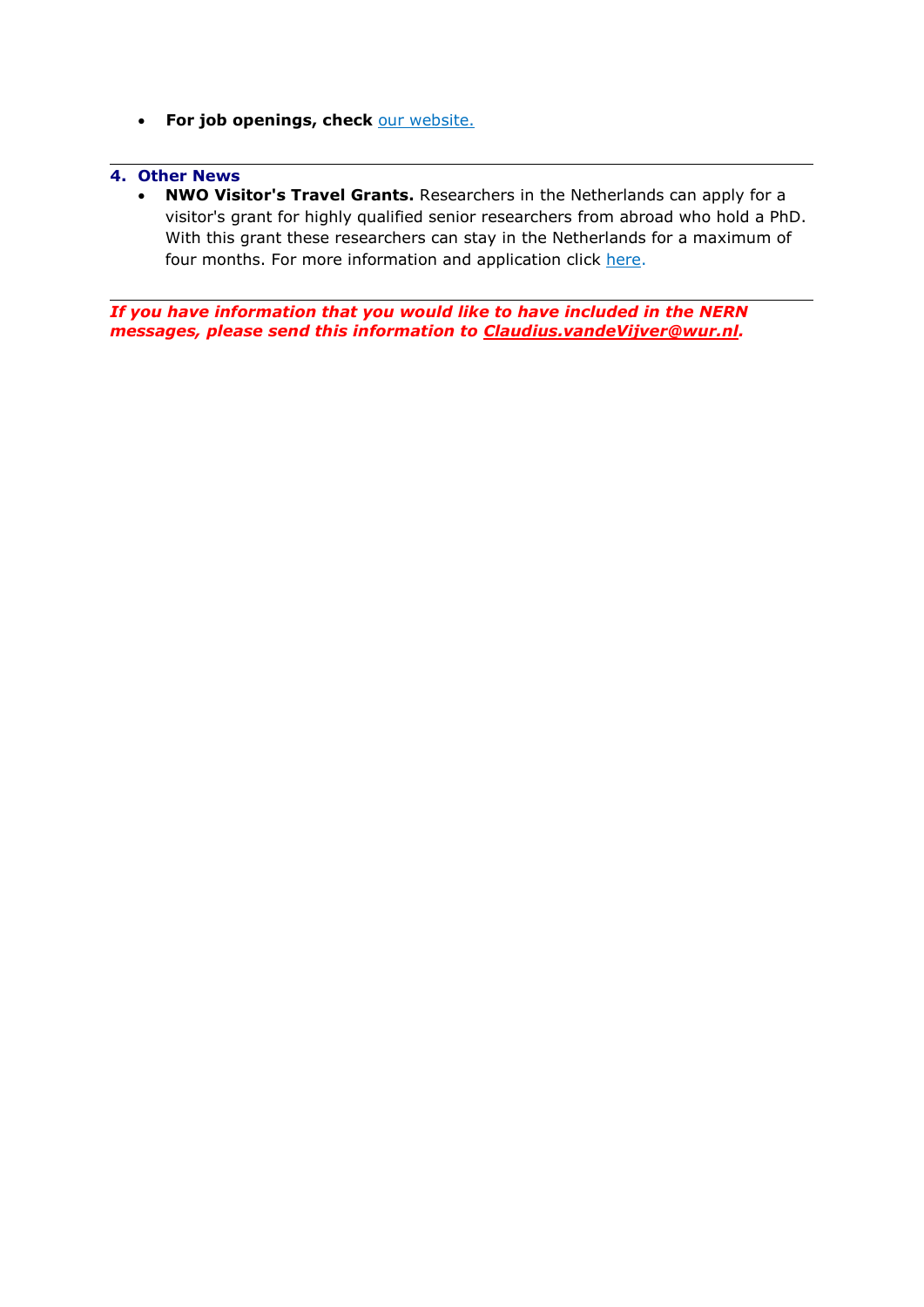- **For job openings, check** our website.

---

## 4. Other News

- **NWO Visitor's Travel Grants.** Researchers in the Netherlands can apply for a visitor's grant for highly qualified senior researchers from abroad who hold a PhD. With this grant these researchers can stay in the Netherlands for a maximum of four months. For more information and application click here.

---

***If you have information that you would like to have included in the NERN messages, please send this information to Claudius.vandeVijver@wur.nl.***